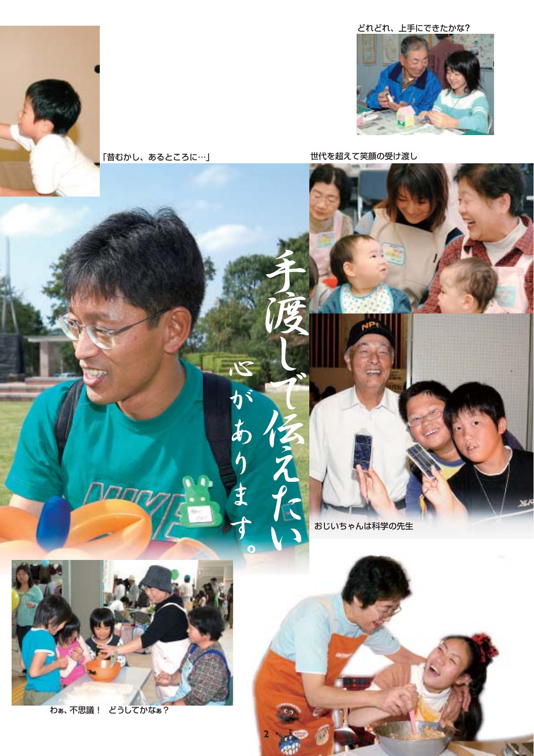どれどれ、上手にできたかな?

「昔むかし、あるところに…」

世代を超えて笑顔の受け渡し

# 手渡しで伝えたい心があります。

おじいちゃんは科学の先生

わぁ、不思議！ どうしてかなぁ？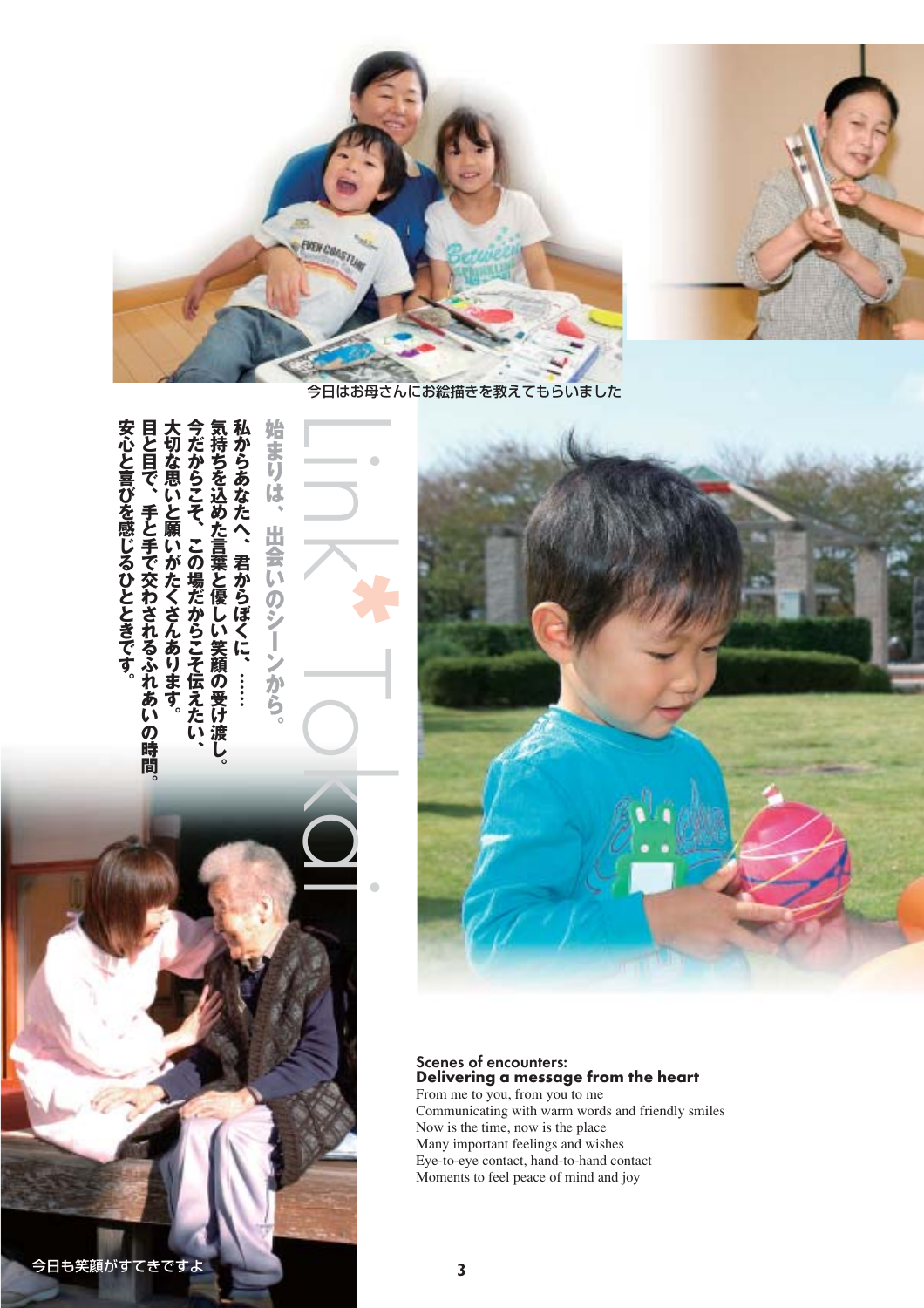今日はお母さんにお絵描きを教えてもらいました

# Link*Tokai

始まりは、出会いのシーンから。

私からあなたへ、君からぼくに、……
気持ちを込めた言葉と優しい笑顔の受け渡し。
今だからこそ、この場だからこそ伝えたい、
大切な思いと願いがたくさんあります。
目と目で、手と手で交わされるふれあいの時間。
安心と喜びを感じるひとときです。

**Scenes of encounters:**
**Delivering a message from the heart**

From me to you, from you to me
Communicating with warm words and friendly smiles
Now is the time, now is the place
Many important feelings and wishes
Eye-to-eye contact, hand-to-hand contact
Moments to feel peace of mind and joy

今日も笑顔がすてきですよ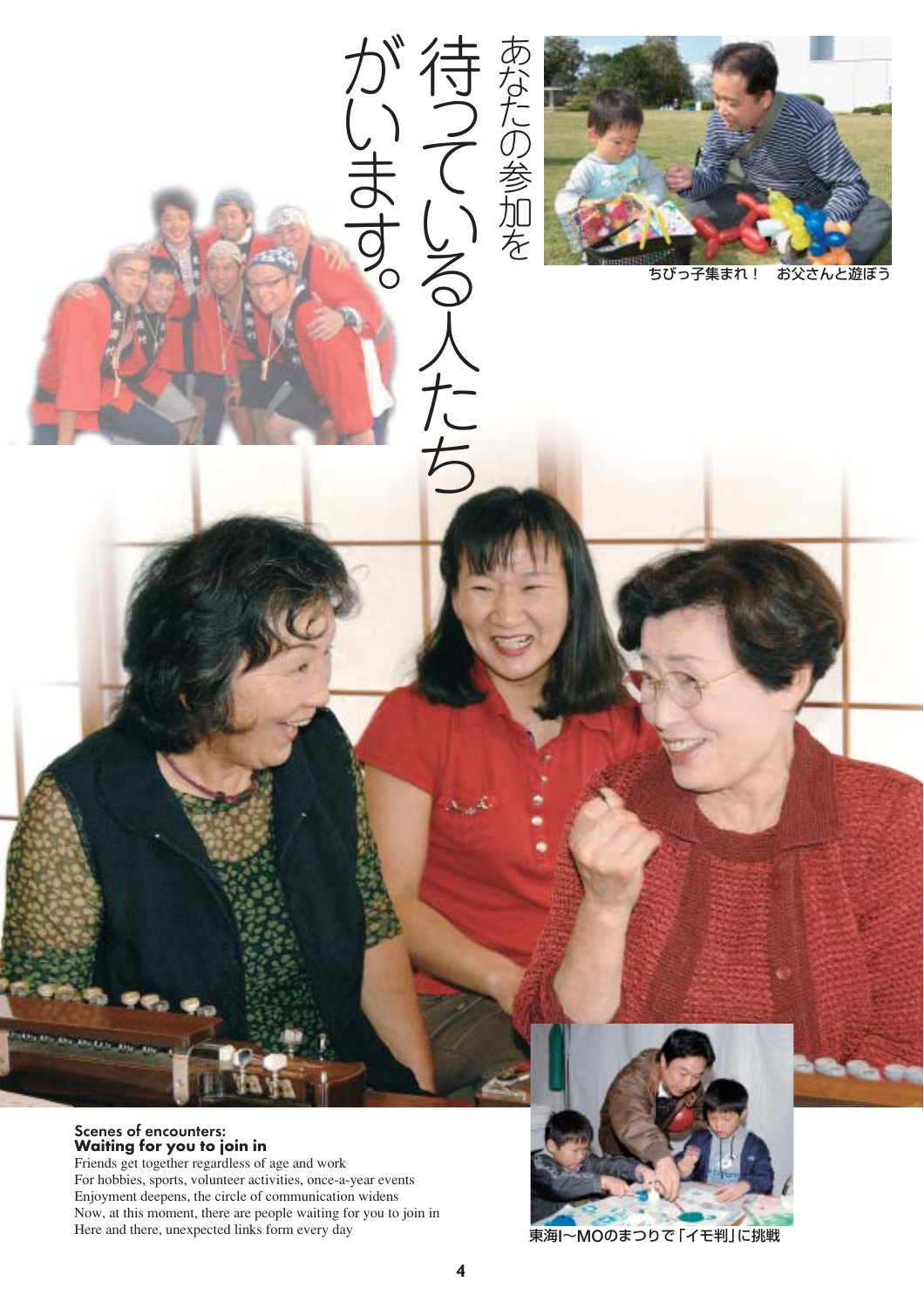# あなたの参加を待っている人たちがいます。

ちびっ子集まれ！　お父さんと遊ぼう

**Scenes of encounters:**
**Waiting for you to join in**

Friends get together regardless of age and work
For hobbies, sports, volunteer activities, once-a-year events
Enjoyment deepens, the circle of communication widens
Now, at this moment, there are people waiting for you to join in
Here and there, unexpected links form every day

東海I〜MOのまつりで「イモ判」に挑戦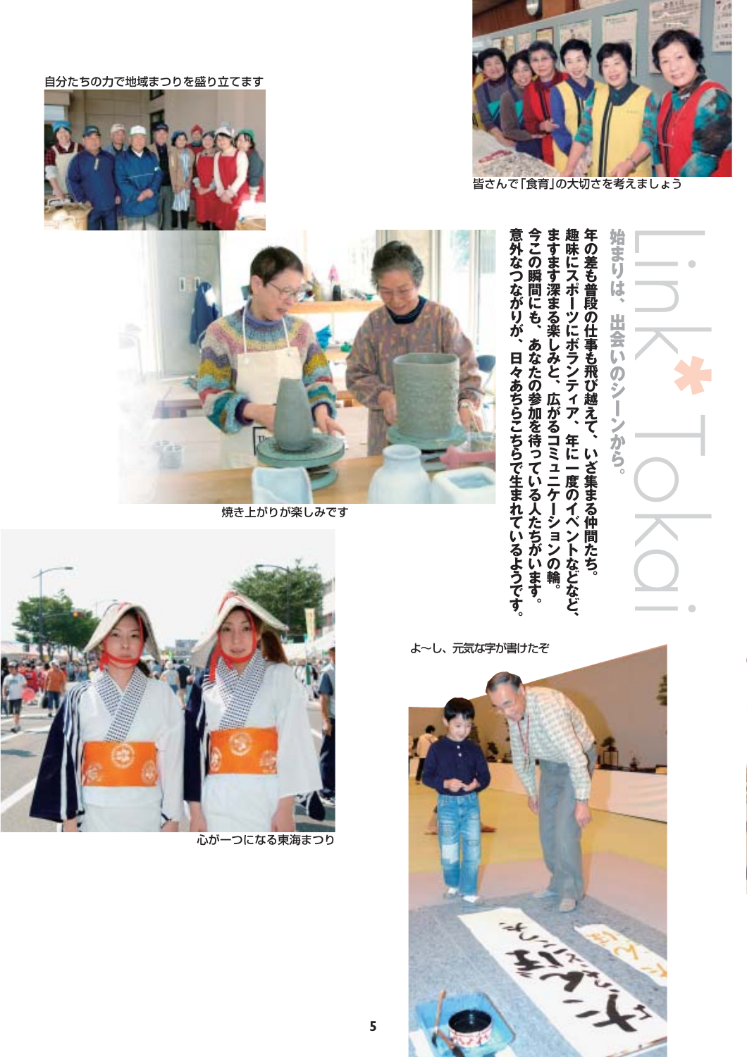# Link＊Tokai

**始まりは、出会いのシーンから。**

**年の差も普段の仕事も飛び越えて、いざ集まる仲間たち。趣味にスポーツにボランティア、年に一度のイベントなどなど、ますます深まる楽しみと、広がるコミュニケーションの輪。今この瞬間にも、あなたの参加を待っている人たちがいます。意外なつながりが、日々あちらこちらで生まれているようです。**

自分たちの力で地域まつりを盛り立てます

皆さんで「食育」の大切さを考えましょう

焼き上がりが楽しみです

心が一つになる東海まつり

よ〜し、元気な字が書けたぞ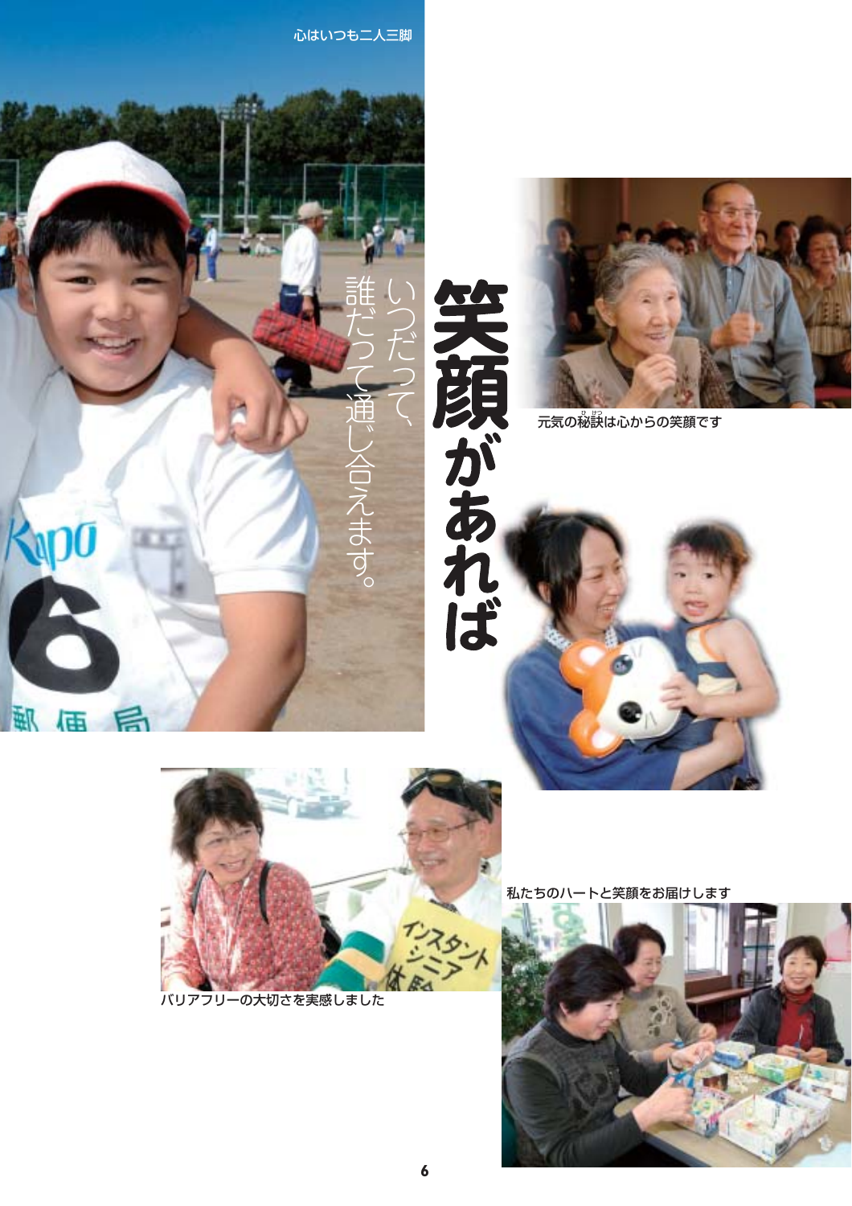心はいつも二人三脚

# 笑顔があれば

いつだって、誰だって通じ合えます。

元気の秘訣は心からの笑顔です

私たちのハートと笑顔をお届けします

バリアフリーの大切さを実感しました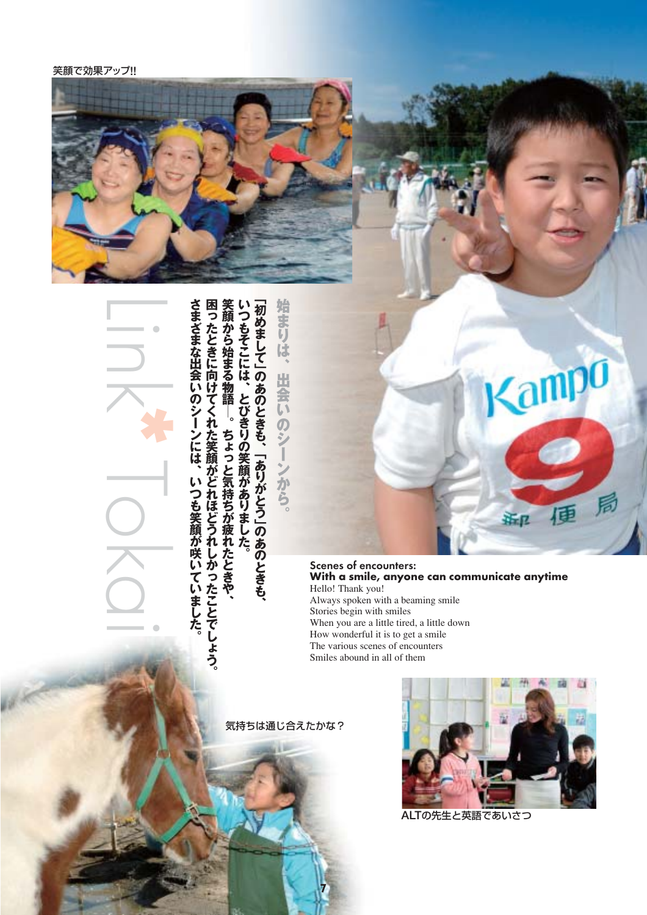笑顔で効果アップ!!

Link＊Tokai

## 始まりは、出会いのシーンから。

「初めまして」のあのときも、「ありがとう」のあのときも、
いつもそこには、とびきりの笑顔がありました。
笑顔から始まる物語—。ちょっと気持ちが疲れたときや、
困ったときに向けてくれた笑顔がどれほどうれしかったことでしょう。
さまざまな出会いのシーンには、いつも笑顔が咲いていました。

**Scenes of encounters:**
**With a smile, anyone can communicate anytime**

Hello! Thank you!
Always spoken with a beaming smile
Stories begin with smiles
When you are a little tired, a little down
How wonderful it is to get a smile
The various scenes of encounters
Smiles abound in all of them

気持ちは通じ合えたかな？

ALTの先生と英語であいさつ